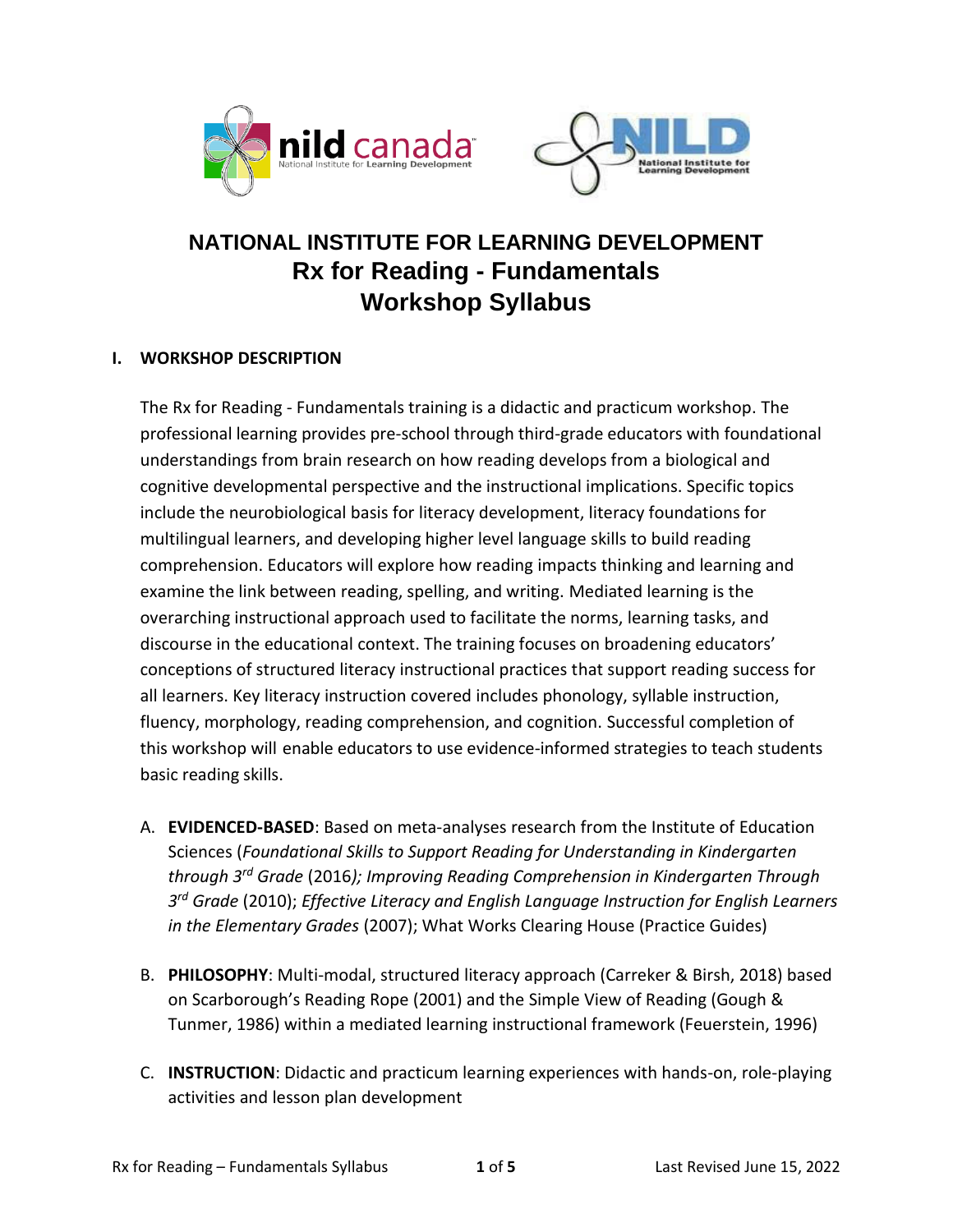# NATIONAL INSTITUTE FOR LEARNING DEVELOPMENT
# Rx for Reading - Fundamentals
# Workshop Syllabus

## I. WORKSHOP DESCRIPTION

The Rx for Reading - Fundamentals training is a didactic and practicum workshop. The professional learning provides pre-school through third-grade educators with foundational understandings from brain research on how reading develops from a biological and cognitive developmental perspective and the instructional implications. Specific topics include the neurobiological basis for literacy development, literacy foundations for multilingual learners, and developing higher level language skills to build reading comprehension. Educators will explore how reading impacts thinking and learning and examine the link between reading, spelling, and writing. Mediated learning is the overarching instructional approach used to facilitate the norms, learning tasks, and discourse in the educational context. The training focuses on broadening educators' conceptions of structured literacy instructional practices that support reading success for all learners. Key literacy instruction covered includes phonology, syllable instruction, fluency, morphology, reading comprehension, and cognition. Successful completion of this workshop will enable educators to use evidence-informed strategies to teach students basic reading skills.

A. **EVIDENCED-BASED**: Based on meta-analyses research from the Institute of Education Sciences (*Foundational Skills to Support Reading for Understanding in Kindergarten through 3rd Grade* (2016*); Improving Reading Comprehension in Kindergarten Through 3rd Grade* (2010); *Effective Literacy and English Language Instruction for English Learners in the Elementary Grades* (2007); What Works Clearing House (Practice Guides)

B. **PHILOSOPHY**: Multi-modal, structured literacy approach (Carreker & Birsh, 2018) based on Scarborough's Reading Rope (2001) and the Simple View of Reading (Gough & Tunmer, 1986) within a mediated learning instructional framework (Feuerstein, 1996)

C. **INSTRUCTION**: Didactic and practicum learning experiences with hands-on, role-playing activities and lesson plan development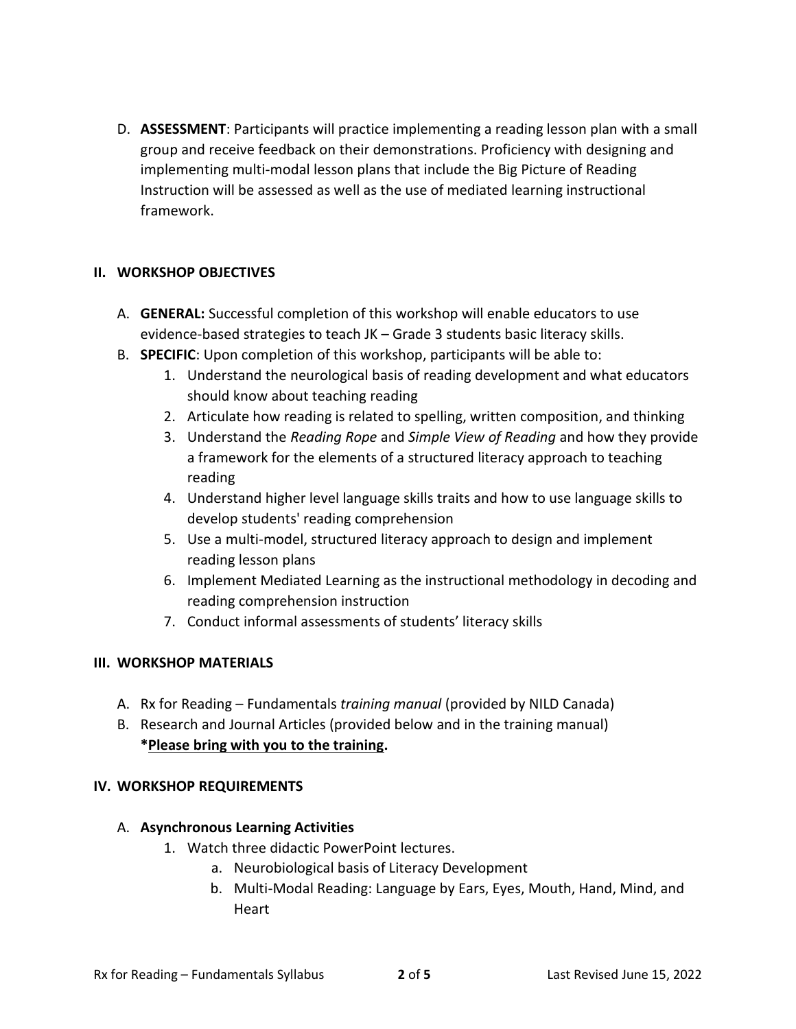D. **ASSESSMENT**: Participants will practice implementing a reading lesson plan with a small group and receive feedback on their demonstrations. Proficiency with designing and implementing multi-modal lesson plans that include the Big Picture of Reading Instruction will be assessed as well as the use of mediated learning instructional framework.

## II. WORKSHOP OBJECTIVES

A. **GENERAL:** Successful completion of this workshop will enable educators to use evidence-based strategies to teach JK – Grade 3 students basic literacy skills.

B. **SPECIFIC**: Upon completion of this workshop, participants will be able to:

1. Understand the neurological basis of reading development and what educators should know about teaching reading
2. Articulate how reading is related to spelling, written composition, and thinking
3. Understand the *Reading Rope* and *Simple View of Reading* and how they provide a framework for the elements of a structured literacy approach to teaching reading
4. Understand higher level language skills traits and how to use language skills to develop students' reading comprehension
5. Use a multi-model, structured literacy approach to design and implement reading lesson plans
6. Implement Mediated Learning as the instructional methodology in decoding and reading comprehension instruction
7. Conduct informal assessments of students' literacy skills

## III. WORKSHOP MATERIALS

A. Rx for Reading – Fundamentals *training manual* (provided by NILD Canada)

B. Research and Journal Articles (provided below and in the training manual)
**\*Please bring with you to the training.**

## IV. WORKSHOP REQUIREMENTS

A. **Asynchronous Learning Activities**

1. Watch three didactic PowerPoint lectures.
   a. Neurobiological basis of Literacy Development
   b. Multi-Modal Reading: Language by Ears, Eyes, Mouth, Hand, Mind, and Heart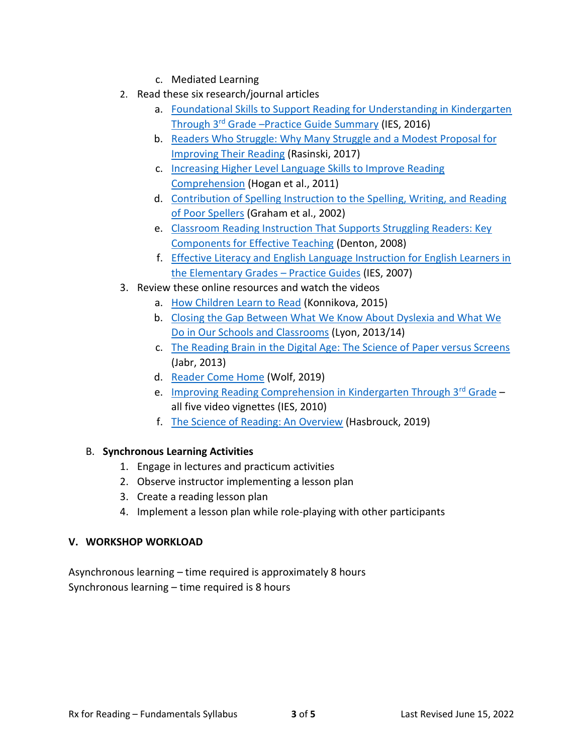c. Mediated Learning

2. Read these six research/journal articles
   a. Foundational Skills to Support Reading for Understanding in Kindergarten Through 3rd Grade –Practice Guide Summary (IES, 2016)
   b. Readers Who Struggle: Why Many Struggle and a Modest Proposal for Improving Their Reading (Rasinski, 2017)
   c. Increasing Higher Level Language Skills to Improve Reading Comprehension (Hogan et al., 2011)
   d. Contribution of Spelling Instruction to the Spelling, Writing, and Reading of Poor Spellers (Graham et al., 2002)
   e. Classroom Reading Instruction That Supports Struggling Readers: Key Components for Effective Teaching (Denton, 2008)
   f. Effective Literacy and English Language Instruction for English Learners in the Elementary Grades – Practice Guides (IES, 2007)

3. Review these online resources and watch the videos
   a. How Children Learn to Read (Konnikova, 2015)
   b. Closing the Gap Between What We Know About Dyslexia and What We Do in Our Schools and Classrooms (Lyon, 2013/14)
   c. The Reading Brain in the Digital Age: The Science of Paper versus Screens (Jabr, 2013)
   d. Reader Come Home (Wolf, 2019)
   e. Improving Reading Comprehension in Kindergarten Through 3rd Grade – all five video vignettes (IES, 2010)
   f. The Science of Reading: An Overview (Hasbrouck, 2019)

B. **Synchronous Learning Activities**

1. Engage in lectures and practicum activities
2. Observe instructor implementing a lesson plan
3. Create a reading lesson plan
4. Implement a lesson plan while role-playing with other participants

## V. WORKSHOP WORKLOAD

Asynchronous learning – time required is approximately 8 hours
Synchronous learning – time required is 8 hours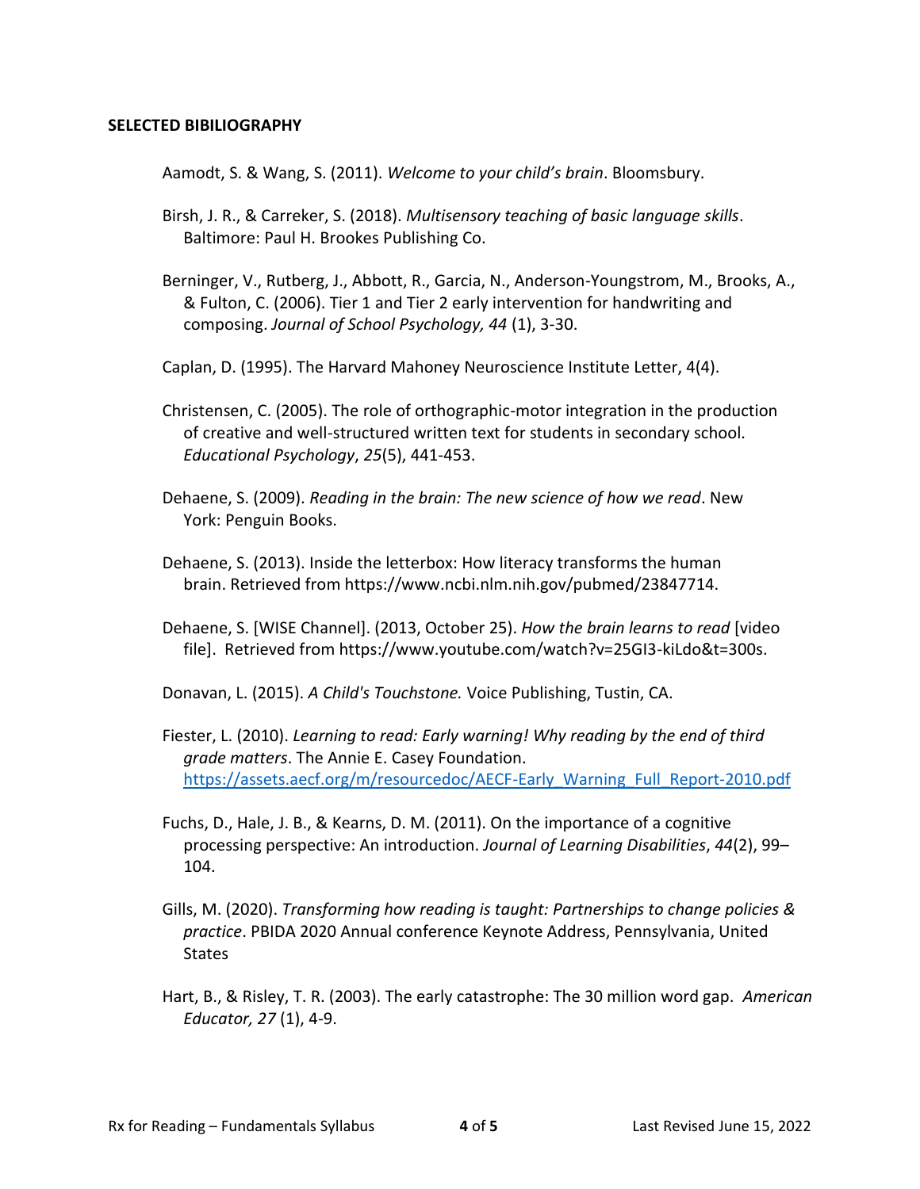**SELECTED BIBILIOGRAPHY**

Aamodt, S. & Wang, S. (2011). *Welcome to your child's brain*. Bloomsbury.

Birsh, J. R., & Carreker, S. (2018). *Multisensory teaching of basic language skills*. Baltimore: Paul H. Brookes Publishing Co.

Berninger, V., Rutberg, J., Abbott, R., Garcia, N., Anderson-Youngstrom, M., Brooks, A., & Fulton, C. (2006). Tier 1 and Tier 2 early intervention for handwriting and composing. *Journal of School Psychology, 44* (1), 3-30.

Caplan, D. (1995). The Harvard Mahoney Neuroscience Institute Letter, 4(4).

Christensen, C. (2005). The role of orthographic-motor integration in the production of creative and well-structured written text for students in secondary school. *Educational Psychology*, *25*(5), 441-453.

Dehaene, S. (2009). *Reading in the brain: The new science of how we read*. New York: Penguin Books.

Dehaene, S. (2013). Inside the letterbox: How literacy transforms the human brain. Retrieved from https://www.ncbi.nlm.nih.gov/pubmed/23847714.

Dehaene, S. [WISE Channel]. (2013, October 25). *How the brain learns to read* [video file]. Retrieved from https://www.youtube.com/watch?v=25GI3-kiLdo&t=300s.

Donavan, L. (2015). *A Child's Touchstone.* Voice Publishing, Tustin, CA.

Fiester, L. (2010). *Learning to read: Early warning! Why reading by the end of third grade matters*. The Annie E. Casey Foundation. https://assets.aecf.org/m/resourcedoc/AECF-Early_Warning_Full_Report-2010.pdf

Fuchs, D., Hale, J. B., & Kearns, D. M. (2011). On the importance of a cognitive processing perspective: An introduction. *Journal of Learning Disabilities*, *44*(2), 99–104.

Gills, M. (2020). *Transforming how reading is taught: Partnerships to change policies & practice*. PBIDA 2020 Annual conference Keynote Address, Pennsylvania, United States

Hart, B., & Risley, T. R. (2003). The early catastrophe: The 30 million word gap. *American Educator, 27* (1), 4-9.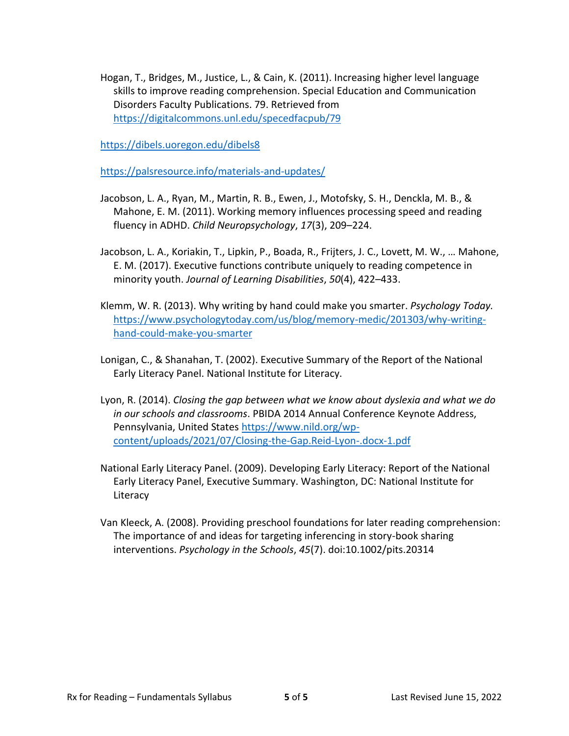Hogan, T., Bridges, M., Justice, L., & Cain, K. (2011). Increasing higher level language skills to improve reading comprehension. Special Education and Communication Disorders Faculty Publications. 79. Retrieved from https://digitalcommons.unl.edu/specedfacpub/79

https://dibels.uoregon.edu/dibels8

https://palsresource.info/materials-and-updates/

Jacobson, L. A., Ryan, M., Martin, R. B., Ewen, J., Motofsky, S. H., Denckla, M. B., & Mahone, E. M. (2011). Working memory influences processing speed and reading fluency in ADHD. *Child Neuropsychology*, *17*(3), 209–224.

Jacobson, L. A., Koriakin, T., Lipkin, P., Boada, R., Frijters, J. C., Lovett, M. W., … Mahone, E. M. (2017). Executive functions contribute uniquely to reading competence in minority youth. *Journal of Learning Disabilities*, *50*(4), 422–433.

Klemm, W. R. (2013). Why writing by hand could make you smarter. *Psychology Today.* https://www.psychologytoday.com/us/blog/memory-medic/201303/why-writing-hand-could-make-you-smarter

Lonigan, C., & Shanahan, T. (2002). Executive Summary of the Report of the National Early Literacy Panel. National Institute for Literacy.

Lyon, R. (2014). *Closing the gap between what we know about dyslexia and what we do in our schools and classrooms*. PBIDA 2014 Annual Conference Keynote Address, Pennsylvania, United States https://www.nild.org/wp-content/uploads/2021/07/Closing-the-Gap.Reid-Lyon-.docx-1.pdf

National Early Literacy Panel. (2009). Developing Early Literacy: Report of the National Early Literacy Panel, Executive Summary. Washington, DC: National Institute for Literacy

Van Kleeck, A. (2008). Providing preschool foundations for later reading comprehension: The importance of and ideas for targeting inferencing in story-book sharing interventions. *Psychology in the Schools*, *45*(7). doi:10.1002/pits.20314